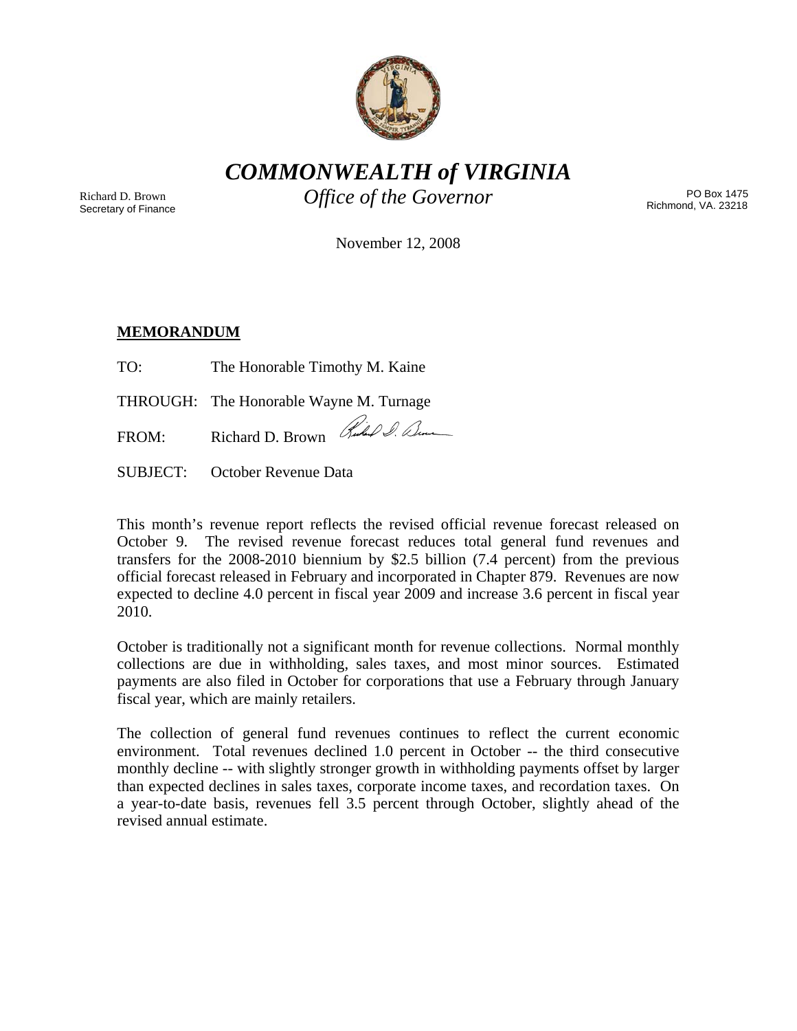# *COMMONWEALTH of VIRGINIA*

## *Office of the Governor*

Richard D. Brown
Secretary of Finance

PO Box 1475
Richmond, VA. 23218

November 12, 2008

**MEMORANDUM**

TO: The Honorable Timothy M. Kaine

THROUGH: The Honorable Wayne M. Turnage

FROM: Richard D. Brown

SUBJECT: October Revenue Data

This month's revenue report reflects the revised official revenue forecast released on October 9. The revised revenue forecast reduces total general fund revenues and transfers for the 2008-2010 biennium by $2.5 billion (7.4 percent) from the previous official forecast released in February and incorporated in Chapter 879. Revenues are now expected to decline 4.0 percent in fiscal year 2009 and increase 3.6 percent in fiscal year 2010.

October is traditionally not a significant month for revenue collections. Normal monthly collections are due in withholding, sales taxes, and most minor sources. Estimated payments are also filed in October for corporations that use a February through January fiscal year, which are mainly retailers.

The collection of general fund revenues continues to reflect the current economic environment. Total revenues declined 1.0 percent in October -- the third consecutive monthly decline -- with slightly stronger growth in withholding payments offset by larger than expected declines in sales taxes, corporate income taxes, and recordation taxes. On a year-to-date basis, revenues fell 3.5 percent through October, slightly ahead of the revised annual estimate.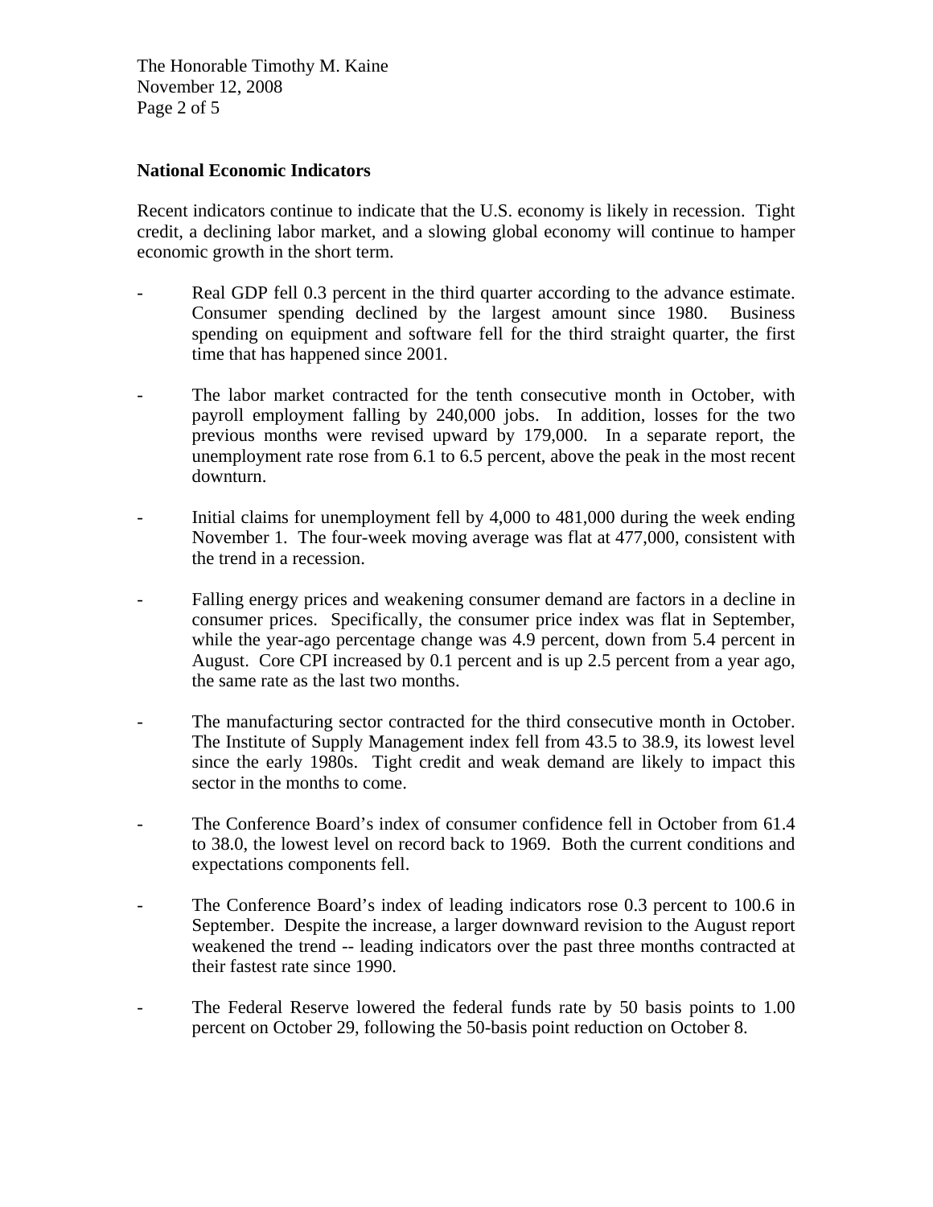## National Economic Indicators

Recent indicators continue to indicate that the U.S. economy is likely in recession. Tight credit, a declining labor market, and a slowing global economy will continue to hamper economic growth in the short term.

- Real GDP fell 0.3 percent in the third quarter according to the advance estimate. Consumer spending declined by the largest amount since 1980. Business spending on equipment and software fell for the third straight quarter, the first time that has happened since 2001.

- The labor market contracted for the tenth consecutive month in October, with payroll employment falling by 240,000 jobs. In addition, losses for the two previous months were revised upward by 179,000. In a separate report, the unemployment rate rose from 6.1 to 6.5 percent, above the peak in the most recent downturn.

- Initial claims for unemployment fell by 4,000 to 481,000 during the week ending November 1. The four-week moving average was flat at 477,000, consistent with the trend in a recession.

- Falling energy prices and weakening consumer demand are factors in a decline in consumer prices. Specifically, the consumer price index was flat in September, while the year-ago percentage change was 4.9 percent, down from 5.4 percent in August. Core CPI increased by 0.1 percent and is up 2.5 percent from a year ago, the same rate as the last two months.

- The manufacturing sector contracted for the third consecutive month in October. The Institute of Supply Management index fell from 43.5 to 38.9, its lowest level since the early 1980s. Tight credit and weak demand are likely to impact this sector in the months to come.

- The Conference Board's index of consumer confidence fell in October from 61.4 to 38.0, the lowest level on record back to 1969. Both the current conditions and expectations components fell.

- The Conference Board's index of leading indicators rose 0.3 percent to 100.6 in September. Despite the increase, a larger downward revision to the August report weakened the trend -- leading indicators over the past three months contracted at their fastest rate since 1990.

- The Federal Reserve lowered the federal funds rate by 50 basis points to 1.00 percent on October 29, following the 50-basis point reduction on October 8.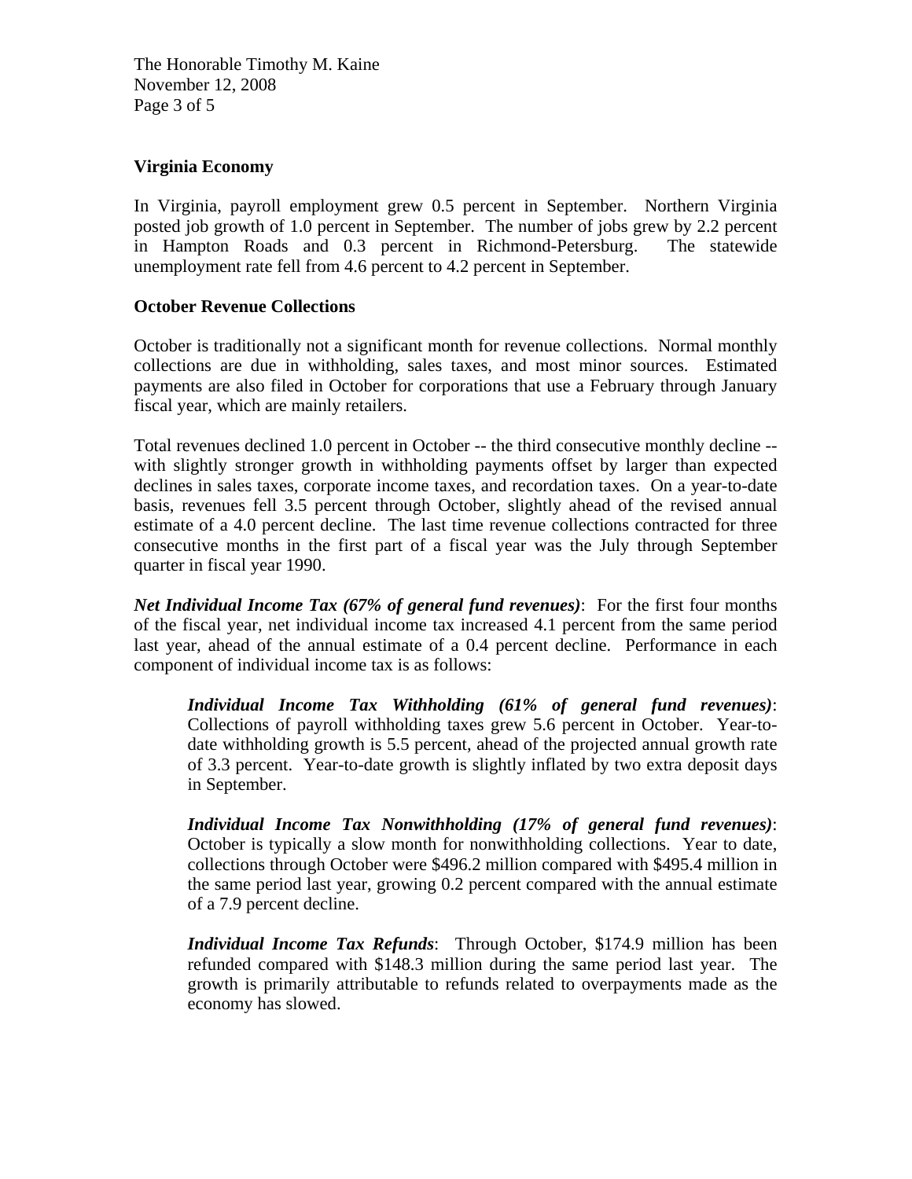## Virginia Economy

In Virginia, payroll employment grew 0.5 percent in September. Northern Virginia posted job growth of 1.0 percent in September. The number of jobs grew by 2.2 percent in Hampton Roads and 0.3 percent in Richmond-Petersburg. The statewide unemployment rate fell from 4.6 percent to 4.2 percent in September.

## October Revenue Collections

October is traditionally not a significant month for revenue collections. Normal monthly collections are due in withholding, sales taxes, and most minor sources. Estimated payments are also filed in October for corporations that use a February through January fiscal year, which are mainly retailers.

Total revenues declined 1.0 percent in October -- the third consecutive monthly decline -- with slightly stronger growth in withholding payments offset by larger than expected declines in sales taxes, corporate income taxes, and recordation taxes. On a year-to-date basis, revenues fell 3.5 percent through October, slightly ahead of the revised annual estimate of a 4.0 percent decline. The last time revenue collections contracted for three consecutive months in the first part of a fiscal year was the July through September quarter in fiscal year 1990.

***Net Individual Income Tax (67% of general fund revenues)***: For the first four months of the fiscal year, net individual income tax increased 4.1 percent from the same period last year, ahead of the annual estimate of a 0.4 percent decline. Performance in each component of individual income tax is as follows:

> ***Individual Income Tax Withholding (61% of general fund revenues)***: Collections of payroll withholding taxes grew 5.6 percent in October. Year-to-date withholding growth is 5.5 percent, ahead of the projected annual growth rate of 3.3 percent. Year-to-date growth is slightly inflated by two extra deposit days in September.
>
> ***Individual Income Tax Nonwithholding (17% of general fund revenues)***: October is typically a slow month for nonwithholding collections. Year to date, collections through October were $496.2 million compared with $495.4 million in the same period last year, growing 0.2 percent compared with the annual estimate of a 7.9 percent decline.
>
> ***Individual Income Tax Refunds***: Through October, $174.9 million has been refunded compared with $148.3 million during the same period last year. The growth is primarily attributable to refunds related to overpayments made as the economy has slowed.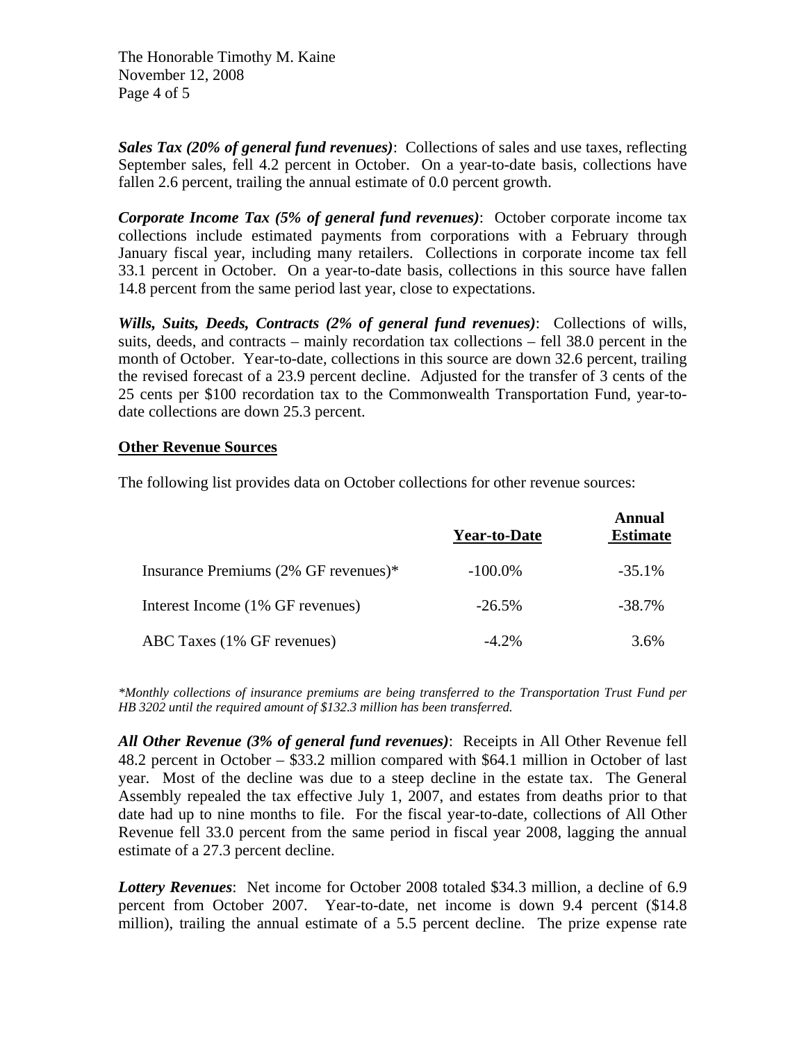***Sales Tax (20% of general fund revenues)***: Collections of sales and use taxes, reflecting September sales, fell 4.2 percent in October. On a year-to-date basis, collections have fallen 2.6 percent, trailing the annual estimate of 0.0 percent growth.

***Corporate Income Tax (5% of general fund revenues)***: October corporate income tax collections include estimated payments from corporations with a February through January fiscal year, including many retailers. Collections in corporate income tax fell 33.1 percent in October. On a year-to-date basis, collections in this source have fallen 14.8 percent from the same period last year, close to expectations.

***Wills, Suits, Deeds, Contracts (2% of general fund revenues)***: Collections of wills, suits, deeds, and contracts – mainly recordation tax collections – fell 38.0 percent in the month of October. Year-to-date, collections in this source are down 32.6 percent, trailing the revised forecast of a 23.9 percent decline. Adjusted for the transfer of 3 cents of the 25 cents per $100 recordation tax to the Commonwealth Transportation Fund, year-to-date collections are down 25.3 percent.

**Other Revenue Sources**

The following list provides data on October collections for other revenue sources:

| | Year-to-Date | Annual Estimate |
|---|---|---|
| Insurance Premiums (2% GF revenues)* | -100.0% | -35.1% |
| Interest Income (1% GF revenues) | -26.5% | -38.7% |
| ABC Taxes (1% GF revenues) | -4.2% | 3.6% |

*\*Monthly collections of insurance premiums are being transferred to the Transportation Trust Fund per HB 3202 until the required amount of $132.3 million has been transferred.*

***All Other Revenue (3% of general fund revenues)***: Receipts in All Other Revenue fell 48.2 percent in October – $33.2 million compared with $64.1 million in October of last year. Most of the decline was due to a steep decline in the estate tax. The General Assembly repealed the tax effective July 1, 2007, and estates from deaths prior to that date had up to nine months to file. For the fiscal year-to-date, collections of All Other Revenue fell 33.0 percent from the same period in fiscal year 2008, lagging the annual estimate of a 27.3 percent decline.

***Lottery Revenues***: Net income for October 2008 totaled $34.3 million, a decline of 6.9 percent from October 2007. Year-to-date, net income is down 9.4 percent ($14.8 million), trailing the annual estimate of a 5.5 percent decline. The prize expense rate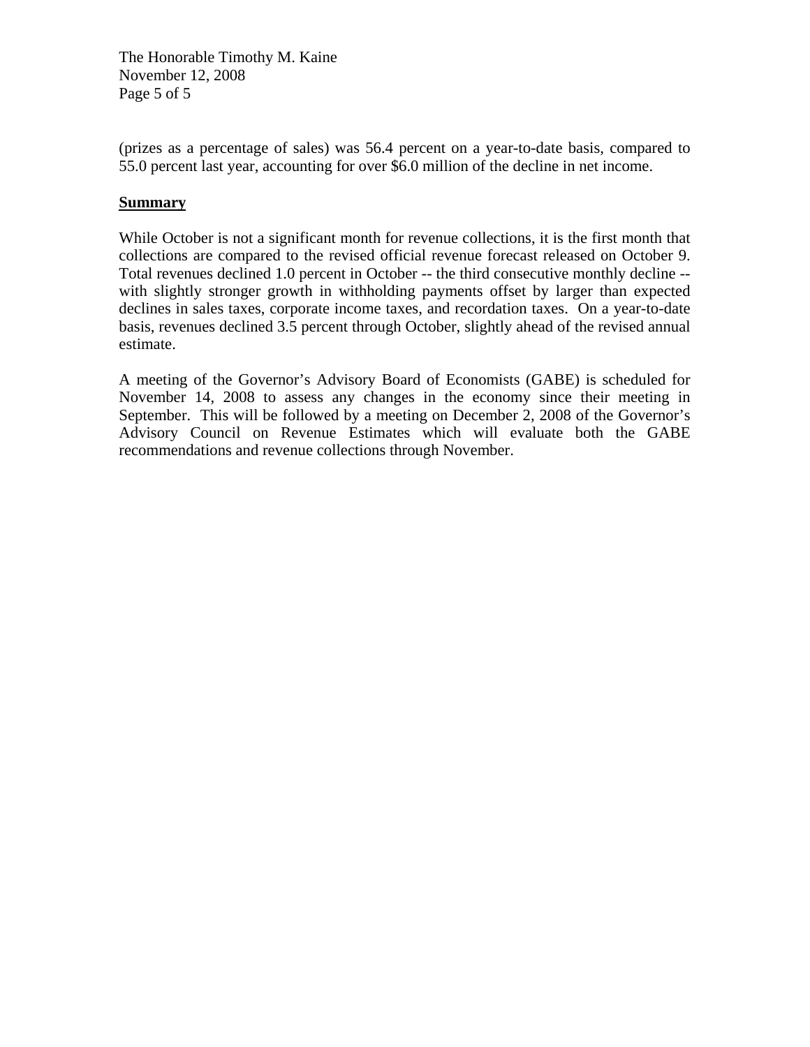(prizes as a percentage of sales) was 56.4 percent on a year-to-date basis, compared to 55.0 percent last year, accounting for over $6.0 million of the decline in net income.

## Summary

While October is not a significant month for revenue collections, it is the first month that collections are compared to the revised official revenue forecast released on October 9. Total revenues declined 1.0 percent in October -- the third consecutive monthly decline -- with slightly stronger growth in withholding payments offset by larger than expected declines in sales taxes, corporate income taxes, and recordation taxes. On a year-to-date basis, revenues declined 3.5 percent through October, slightly ahead of the revised annual estimate.

A meeting of the Governor's Advisory Board of Economists (GABE) is scheduled for November 14, 2008 to assess any changes in the economy since their meeting in September. This will be followed by a meeting on December 2, 2008 of the Governor's Advisory Council on Revenue Estimates which will evaluate both the GABE recommendations and revenue collections through November.